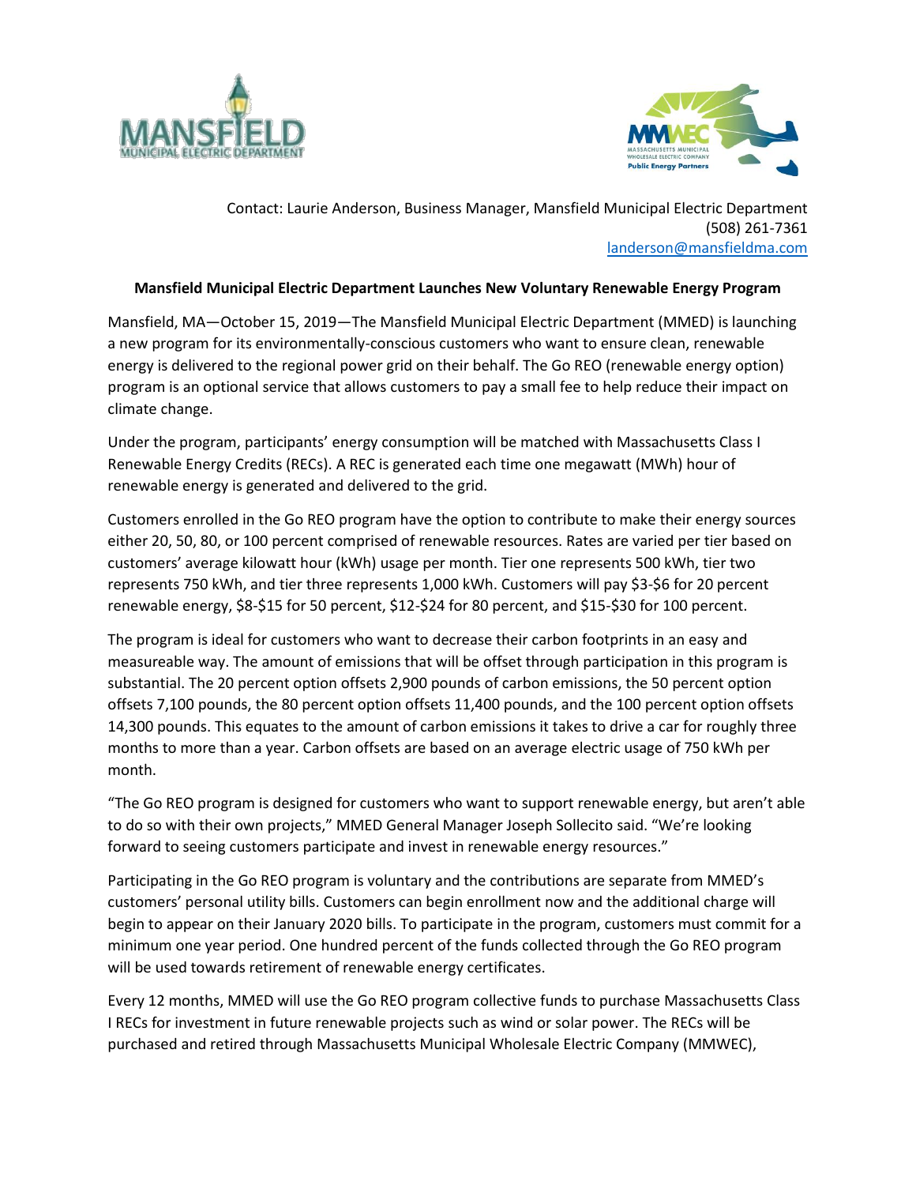Contact: Laurie Anderson, Business Manager, Mansfield Municipal Electric Department
(508) 261-7361
landerson@mansfieldma.com

**Mansfield Municipal Electric Department Launches New Voluntary Renewable Energy Program**

Mansfield, MA—October 15, 2019—The Mansfield Municipal Electric Department (MMED) is launching a new program for its environmentally-conscious customers who want to ensure clean, renewable energy is delivered to the regional power grid on their behalf. The Go REO (renewable energy option) program is an optional service that allows customers to pay a small fee to help reduce their impact on climate change.

Under the program, participants' energy consumption will be matched with Massachusetts Class I Renewable Energy Credits (RECs). A REC is generated each time one megawatt (MWh) hour of renewable energy is generated and delivered to the grid.

Customers enrolled in the Go REO program have the option to contribute to make their energy sources either 20, 50, 80, or 100 percent comprised of renewable resources. Rates are varied per tier based on customers' average kilowatt hour (kWh) usage per month. Tier one represents 500 kWh, tier two represents 750 kWh, and tier three represents 1,000 kWh. Customers will pay $3-$6 for 20 percent renewable energy, $8-$15 for 50 percent, $12-$24 for 80 percent, and $15-$30 for 100 percent.

The program is ideal for customers who want to decrease their carbon footprints in an easy and measureable way. The amount of emissions that will be offset through participation in this program is substantial. The 20 percent option offsets 2,900 pounds of carbon emissions, the 50 percent option offsets 7,100 pounds, the 80 percent option offsets 11,400 pounds, and the 100 percent option offsets 14,300 pounds. This equates to the amount of carbon emissions it takes to drive a car for roughly three months to more than a year. Carbon offsets are based on an average electric usage of 750 kWh per month.

"The Go REO program is designed for customers who want to support renewable energy, but aren't able to do so with their own projects," MMED General Manager Joseph Sollecito said. "We're looking forward to seeing customers participate and invest in renewable energy resources."

Participating in the Go REO program is voluntary and the contributions are separate from MMED's customers' personal utility bills. Customers can begin enrollment now and the additional charge will begin to appear on their January 2020 bills. To participate in the program, customers must commit for a minimum one year period. One hundred percent of the funds collected through the Go REO program will be used towards retirement of renewable energy certificates.

Every 12 months, MMED will use the Go REO program collective funds to purchase Massachusetts Class I RECs for investment in future renewable projects such as wind or solar power. The RECs will be purchased and retired through Massachusetts Municipal Wholesale Electric Company (MMWEC),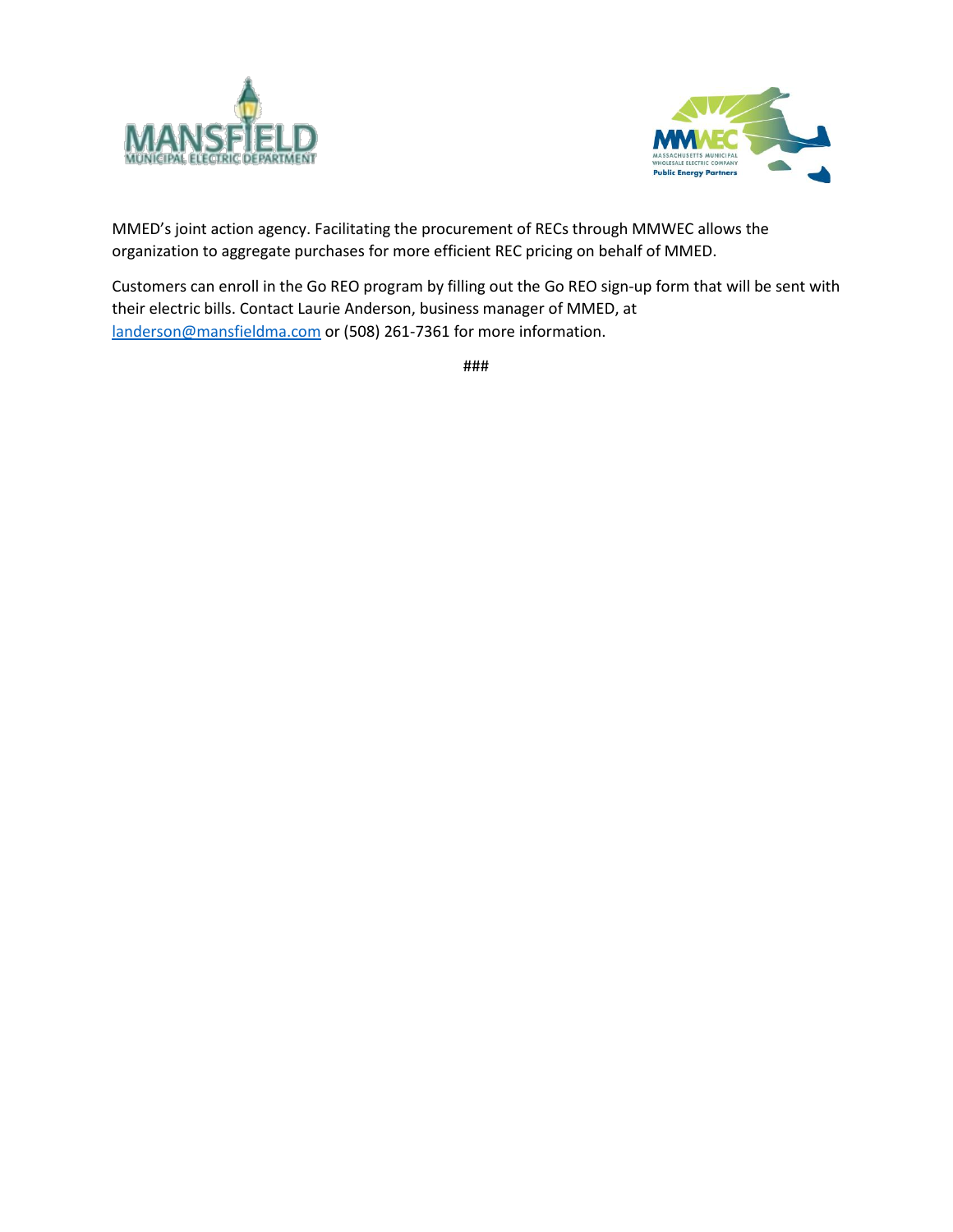MMED's joint action agency. Facilitating the procurement of RECs through MMWEC allows the organization to aggregate purchases for more efficient REC pricing on behalf of MMED.

Customers can enroll in the Go REO program by filling out the Go REO sign-up form that will be sent with their electric bills. Contact Laurie Anderson, business manager of MMED, at landerson@mansfieldma.com or (508) 261-7361 for more information.

###